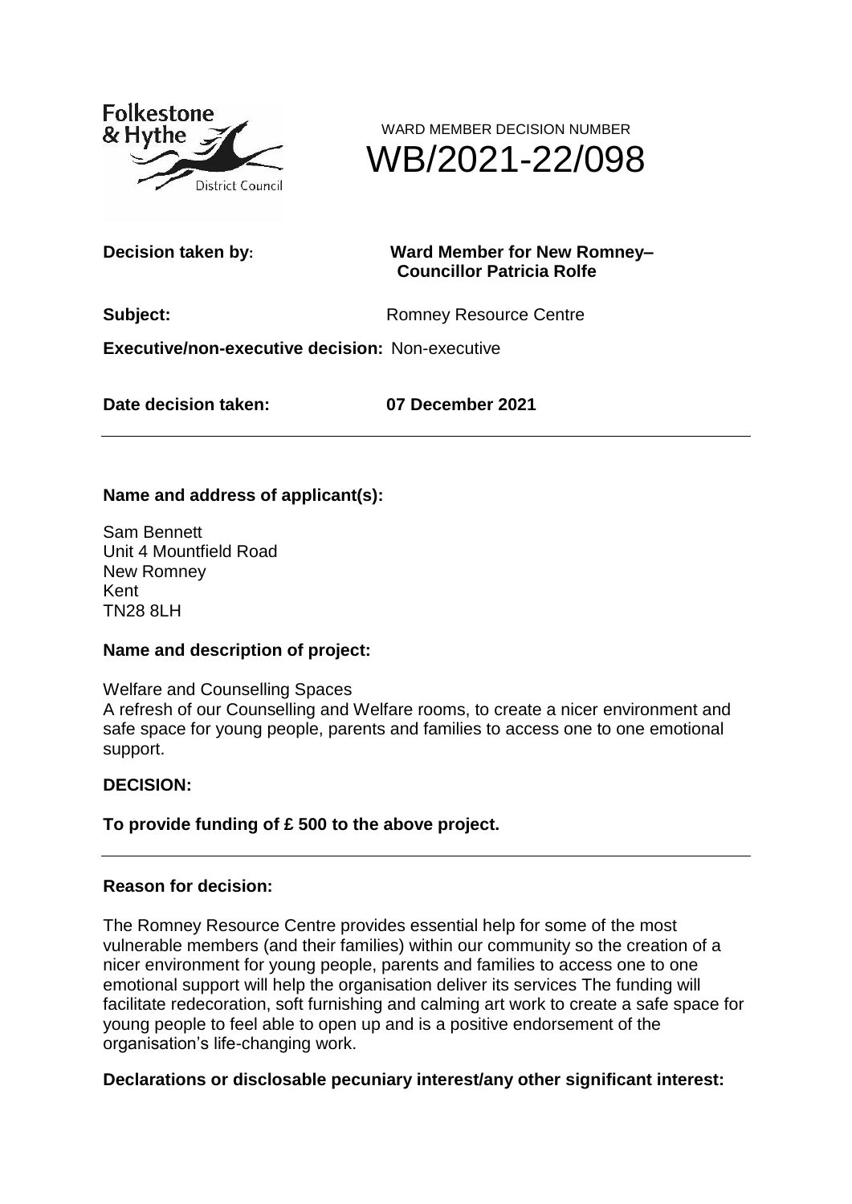WARD MEMBER DECISION NUMBER

# WB/2021-22/098

**Decision taken by:** **Ward Member for New Romney– Councillor Patricia Rolfe**

**Subject:** Romney Resource Centre

**Executive/non-executive decision:** Non-executive

**Date decision taken:** **07 December 2021**

---

**Name and address of applicant(s):**

Sam Bennett
Unit 4 Mountfield Road
New Romney
Kent
TN28 8LH

**Name and description of project:**

Welfare and Counselling Spaces
A refresh of our Counselling and Welfare rooms, to create a nicer environment and safe space for young people, parents and families to access one to one emotional support.

**DECISION:**

**To provide funding of £ 500 to the above project.**

---

**Reason for decision:**

The Romney Resource Centre provides essential help for some of the most vulnerable members (and their families) within our community so the creation of a nicer environment for young people, parents and families to access one to one emotional support will help the organisation deliver its services The funding will facilitate redecoration, soft furnishing and calming art work to create a safe space for young people to feel able to open up and is a positive endorsement of the organisation's life-changing work.

**Declarations or disclosable pecuniary interest/any other significant interest:**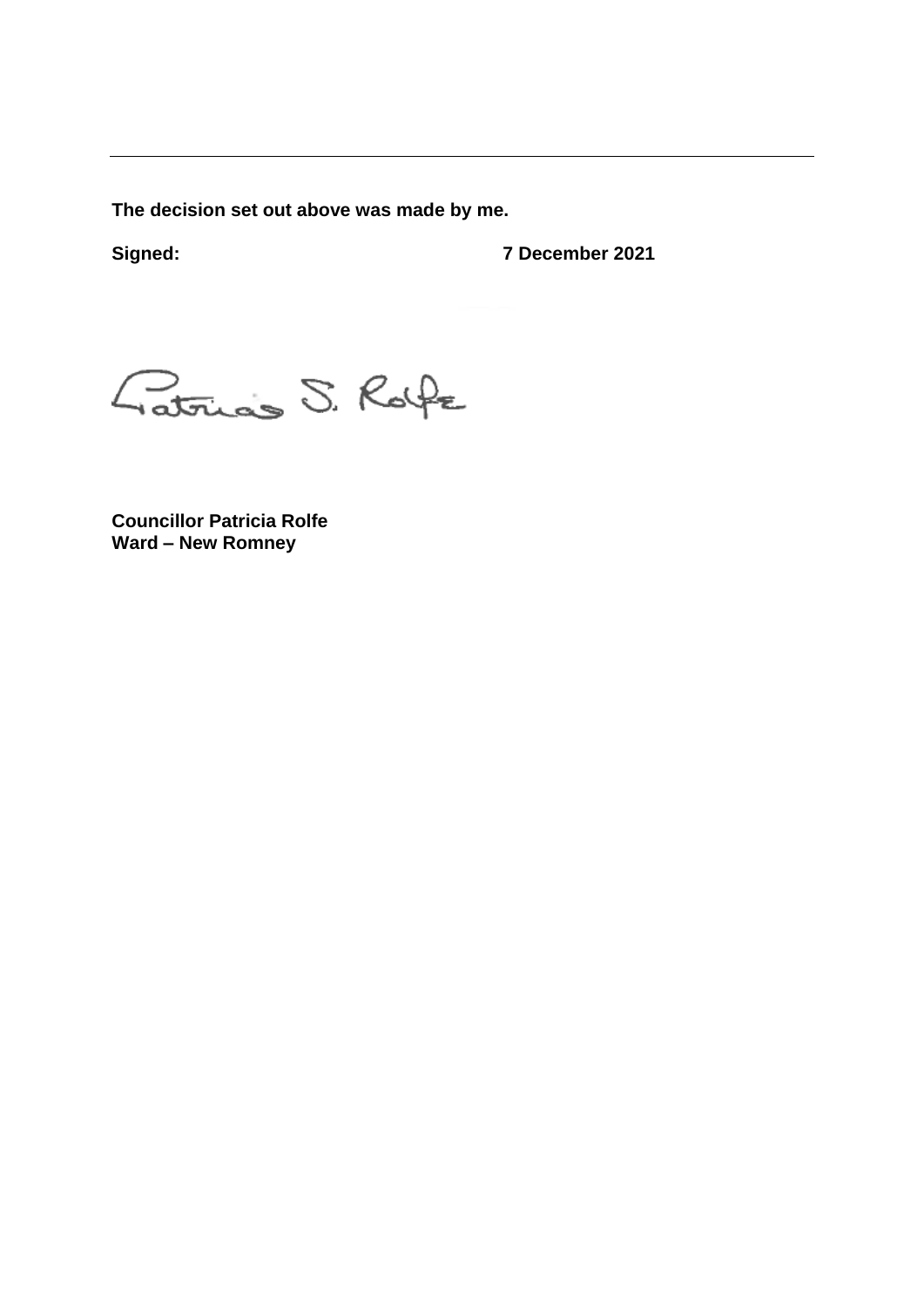---

**The decision set out above was made by me.**

**Signed:** **7 December 2021**

**Councillor Patricia Rolfe**
**Ward – New Romney**